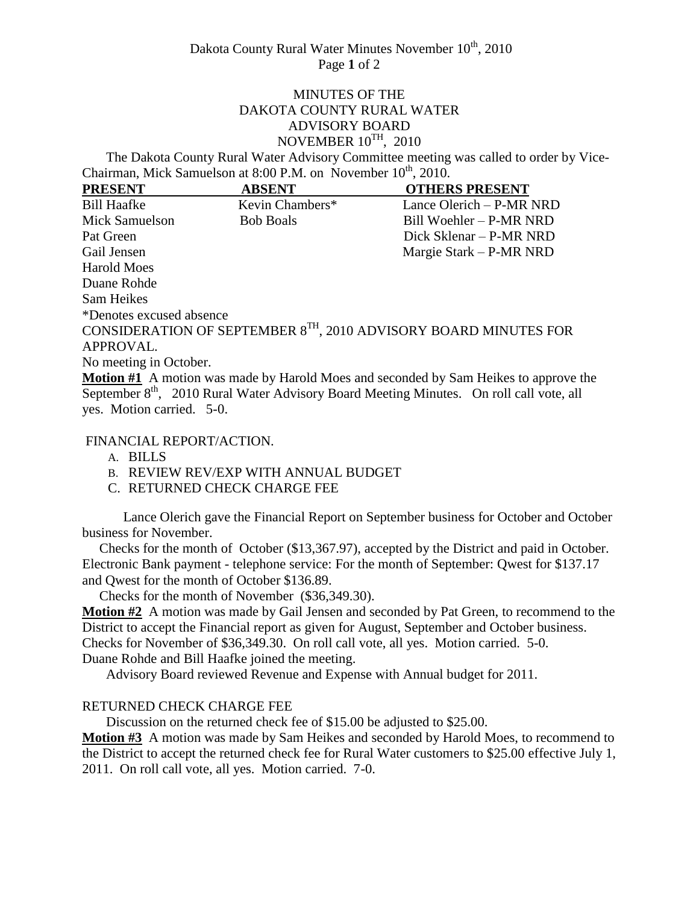# MINUTES OF THE DAKOTA COUNTY RURAL WATER ADVISORY BOARD NOVEMBER 10TH, 2010

The Dakota County Rural Water Advisory Committee meeting was called to order by Vice-Chairman, Mick Samuelson at 8:00 P.M. on November 10th, 2010.

| PRESENT | ABSENT | OTHERS PRESENT |
|---|---|---|
| Bill Haafke | Kevin Chambers* | Lance Olerich – P-MR NRD |
| Mick Samuelson | Bob Boals | Bill Woehler – P-MR NRD |
| Pat Green | | Dick Sklenar – P-MR NRD |
| Gail Jensen | | Margie Stark – P-MR NRD |
| Harold Moes | | |
| Duane Rohde | | |
| Sam Heikes | | |

*Denotes excused absence

CONSIDERATION OF SEPTEMBER 8TH, 2010 ADVISORY BOARD MINUTES FOR APPROVAL.

No meeting in October.

**Motion #1** A motion was made by Harold Moes and seconded by Sam Heikes to approve the September 8th, 2010 Rural Water Advisory Board Meeting Minutes. On roll call vote, all yes. Motion carried. 5-0.

FINANCIAL REPORT/ACTION.

A. BILLS
B. REVIEW REV/EXP WITH ANNUAL BUDGET
C. RETURNED CHECK CHARGE FEE

Lance Olerich gave the Financial Report on September business for October and October business for November.

Checks for the month of October ($13,367.97), accepted by the District and paid in October. Electronic Bank payment - telephone service: For the month of September: Qwest for $137.17 and Qwest for the month of October $136.89.

Checks for the month of November ($36,349.30).

**Motion #2** A motion was made by Gail Jensen and seconded by Pat Green, to recommend to the District to accept the Financial report as given for August, September and October business. Checks for November of $36,349.30. On roll call vote, all yes. Motion carried. 5-0.

Duane Rohde and Bill Haafke joined the meeting.

Advisory Board reviewed Revenue and Expense with Annual budget for 2011.

RETURNED CHECK CHARGE FEE

Discussion on the returned check fee of $15.00 be adjusted to $25.00.

**Motion #3** A motion was made by Sam Heikes and seconded by Harold Moes, to recommend to the District to accept the returned check fee for Rural Water customers to $25.00 effective July 1, 2011. On roll call vote, all yes. Motion carried. 7-0.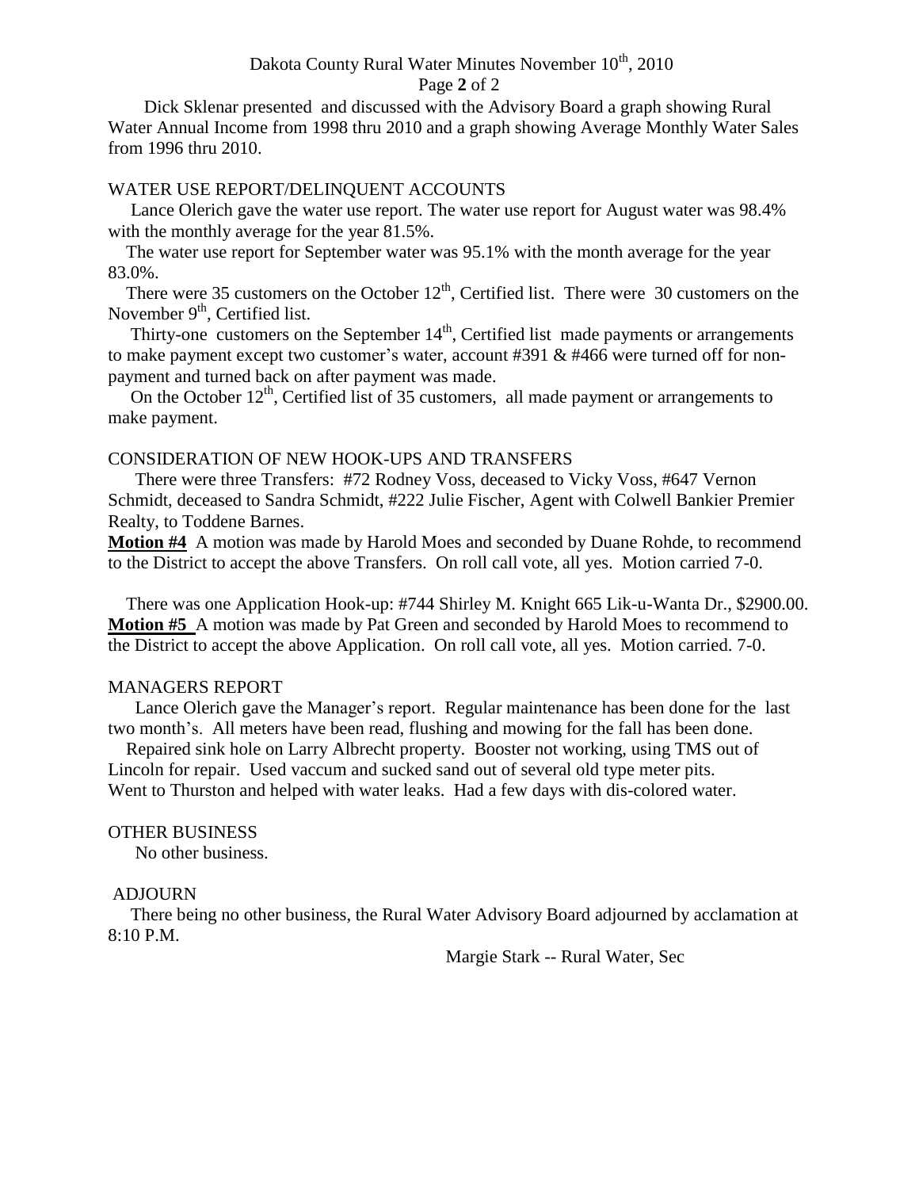Dick Sklenar presented and discussed with the Advisory Board a graph showing Rural Water Annual Income from 1998 thru 2010 and a graph showing Average Monthly Water Sales from 1996 thru 2010.

WATER USE REPORT/DELINQUENT ACCOUNTS

Lance Olerich gave the water use report. The water use report for August water was 98.4% with the monthly average for the year 81.5%.

The water use report for September water was 95.1% with the month average for the year 83.0%.

There were 35 customers on the October 12th, Certified list. There were 30 customers on the November 9th, Certified list.

Thirty-one customers on the September 14th, Certified list made payments or arrangements to make payment except two customer's water, account #391 & #466 were turned off for non-payment and turned back on after payment was made.

On the October 12th, Certified list of 35 customers, all made payment or arrangements to make payment.

CONSIDERATION OF NEW HOOK-UPS AND TRANSFERS

There were three Transfers: #72 Rodney Voss, deceased to Vicky Voss, #647 Vernon Schmidt, deceased to Sandra Schmidt, #222 Julie Fischer, Agent with Colwell Bankier Premier Realty, to Toddene Barnes.

**Motion #4** A motion was made by Harold Moes and seconded by Duane Rohde, to recommend to the District to accept the above Transfers. On roll call vote, all yes. Motion carried 7-0.

There was one Application Hook-up: #744 Shirley M. Knight 665 Lik-u-Wanta Dr., $2900.00.

**Motion #5** A motion was made by Pat Green and seconded by Harold Moes to recommend to the District to accept the above Application. On roll call vote, all yes. Motion carried. 7-0.

MANAGERS REPORT

Lance Olerich gave the Manager's report. Regular maintenance has been done for the last two month's. All meters have been read, flushing and mowing for the fall has been done.

Repaired sink hole on Larry Albrecht property. Booster not working, using TMS out of Lincoln for repair. Used vaccum and sucked sand out of several old type meter pits. Went to Thurston and helped with water leaks. Had a few days with dis-colored water.

OTHER BUSINESS

No other business.

ADJOURN

There being no other business, the Rural Water Advisory Board adjourned by acclamation at 8:10 P.M.

Margie Stark -- Rural Water, Sec